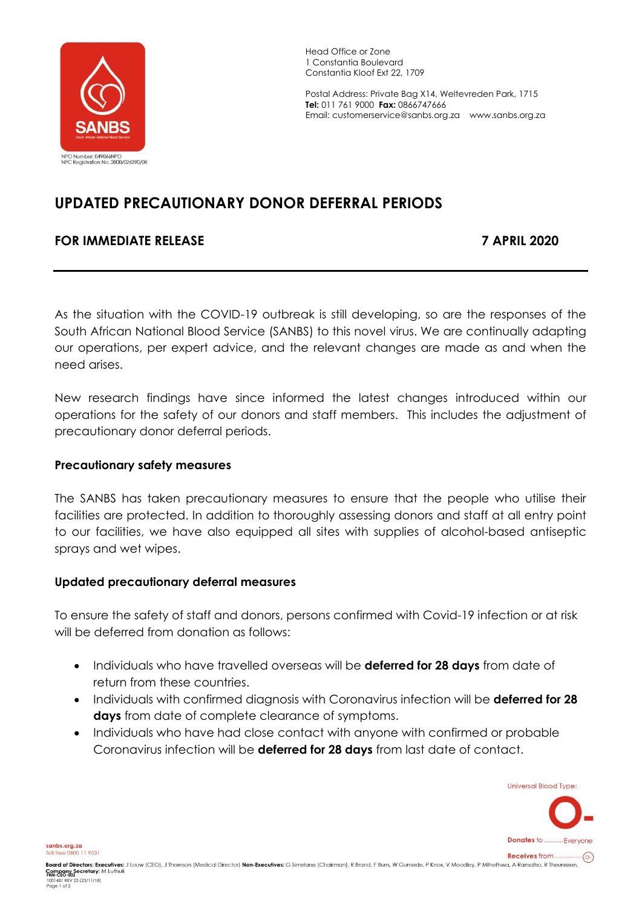Head Office or Zone
1 Constantia Boulevard
Constantia Kloof Ext 22, 1709

Postal Address: Private Bag X14, Weltevreden Park, 1715
**Tel:** 011 761 9000 **Fax:** 0866747666
Email: customerservice@sanbs.org.za www.sanbs.org.za

NPO Number: 049066NPO
NPC Registration No. 2000/026390/08

# UPDATED PRECAUTIONARY DONOR DEFERRAL PERIODS

**FOR IMMEDIATE RELEASE** **7 APRIL 2020**

---

As the situation with the COVID-19 outbreak is still developing, so are the responses of the South African National Blood Service (SANBS) to this novel virus. We are continually adapting our operations, per expert advice, and the relevant changes are made as and when the need arises.

New research findings have since informed the latest changes introduced within our operations for the safety of our donors and staff members. This includes the adjustment of precautionary donor deferral periods.

### Precautionary safety measures

The SANBS has taken precautionary measures to ensure that the people who utilise their facilities are protected. In addition to thoroughly assessing donors and staff at all entry point to our facilities, we have also equipped all sites with supplies of alcohol-based antiseptic sprays and wet wipes.

### Updated precautionary deferral measures

To ensure the safety of staff and donors, persons confirmed with Covid-19 infection or at risk will be deferred from donation as follows:

- Individuals who have travelled overseas will be **deferred for 28 days** from date of return from these countries.
- Individuals with confirmed diagnosis with Coronavirus infection will be **deferred for 28 days** from date of complete clearance of symptoms.
- Individuals who have had close contact with anyone with confirmed or probable Coronavirus infection will be **deferred for 28 days** from last date of contact.

Universal Blood Type: O-
Donates to ........... Everyone
Receives from ................ O-

sanbs.org.za
Toll free 0800 11 9031

**Board of Directors: Executives:** J Louw (CEO), J Thomson (Medical Director) **Non-Executives:** G Simelane (Chairman), R Brand, F Burn, W Gumede, P Knox, V Moodley, P Mthethwa, A Ramalho, R Theunissen.
**Company Secretary:** M Luthuli
FRM-CEO-002
1001481 REV 23 (23/11/18)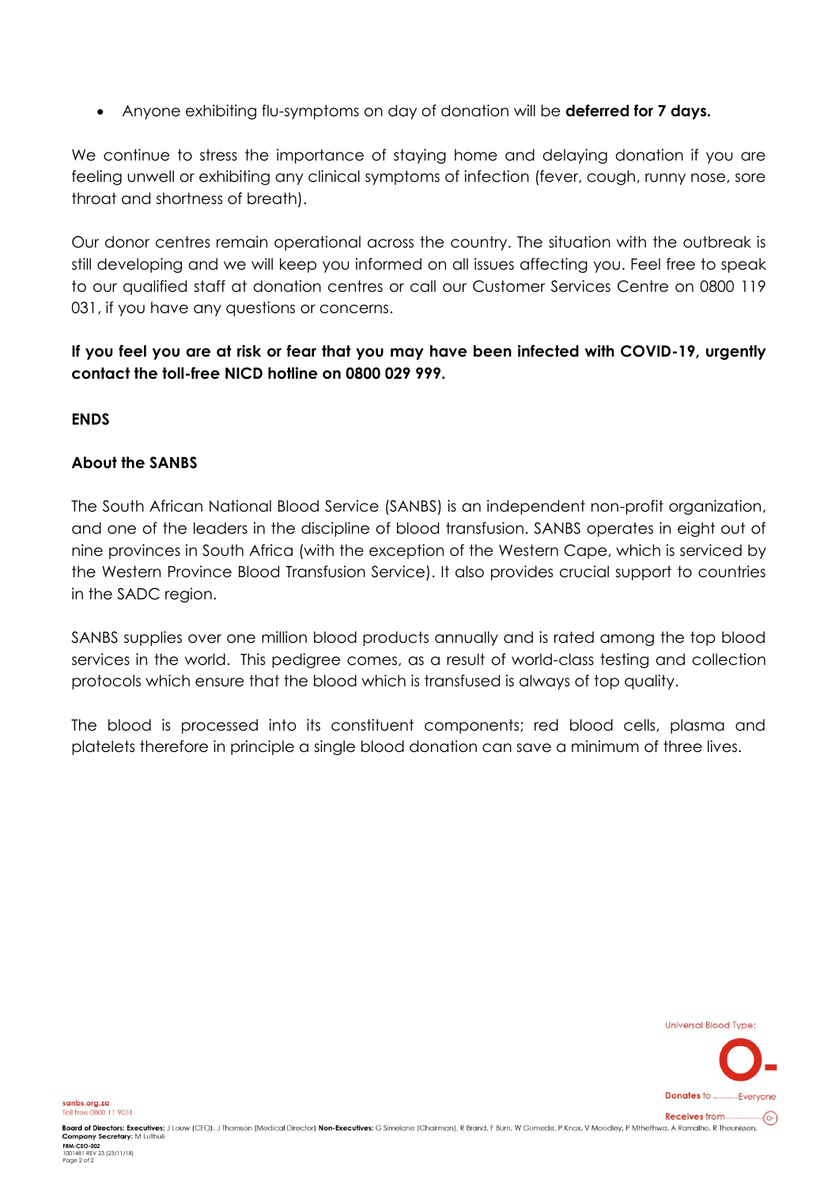- Anyone exhibiting flu-symptoms on day of donation will be **deferred for 7 days.**

We continue to stress the importance of staying home and delaying donation if you are feeling unwell or exhibiting any clinical symptoms of infection (fever, cough, runny nose, sore throat and shortness of breath).

Our donor centres remain operational across the country. The situation with the outbreak is still developing and we will keep you informed on all issues affecting you. Feel free to speak to our qualified staff at donation centres or call our Customer Services Centre on 0800 119 031, if you have any questions or concerns.

**If you feel you are at risk or fear that you may have been infected with COVID-19, urgently contact the toll-free NICD hotline on 0800 029 999.**

**ENDS**

**About the SANBS**

The South African National Blood Service (SANBS) is an independent non-profit organization, and one of the leaders in the discipline of blood transfusion. SANBS operates in eight out of nine provinces in South Africa (with the exception of the Western Cape, which is serviced by the Western Province Blood Transfusion Service). It also provides crucial support to countries in the SADC region.

SANBS supplies over one million blood products annually and is rated among the top blood services in the world. This pedigree comes, as a result of world-class testing and collection protocols which ensure that the blood which is transfused is always of top quality.

The blood is processed into its constituent components; red blood cells, plasma and platelets therefore in principle a single blood donation can save a minimum of three lives.

Universal Blood Type:

O-

**Donates** to ............Everyone

**Receives** from ..................O-

sanbs.org.za
Toll free 0800 11 9031

**Board of Directors: Executives:** J Louw (CEO), J Thomson (Medical Director) **Non-Executives:** G Simelane (Chairman), R Brand, F Burn, W Gumede, P Knox, V Moodley, P Mthethwa, A Ramalho, R Theunissen.
**Company Secretary:** M Luthuli

**FRM-CEO-002**
1001481 REV 23 (23/11/18)